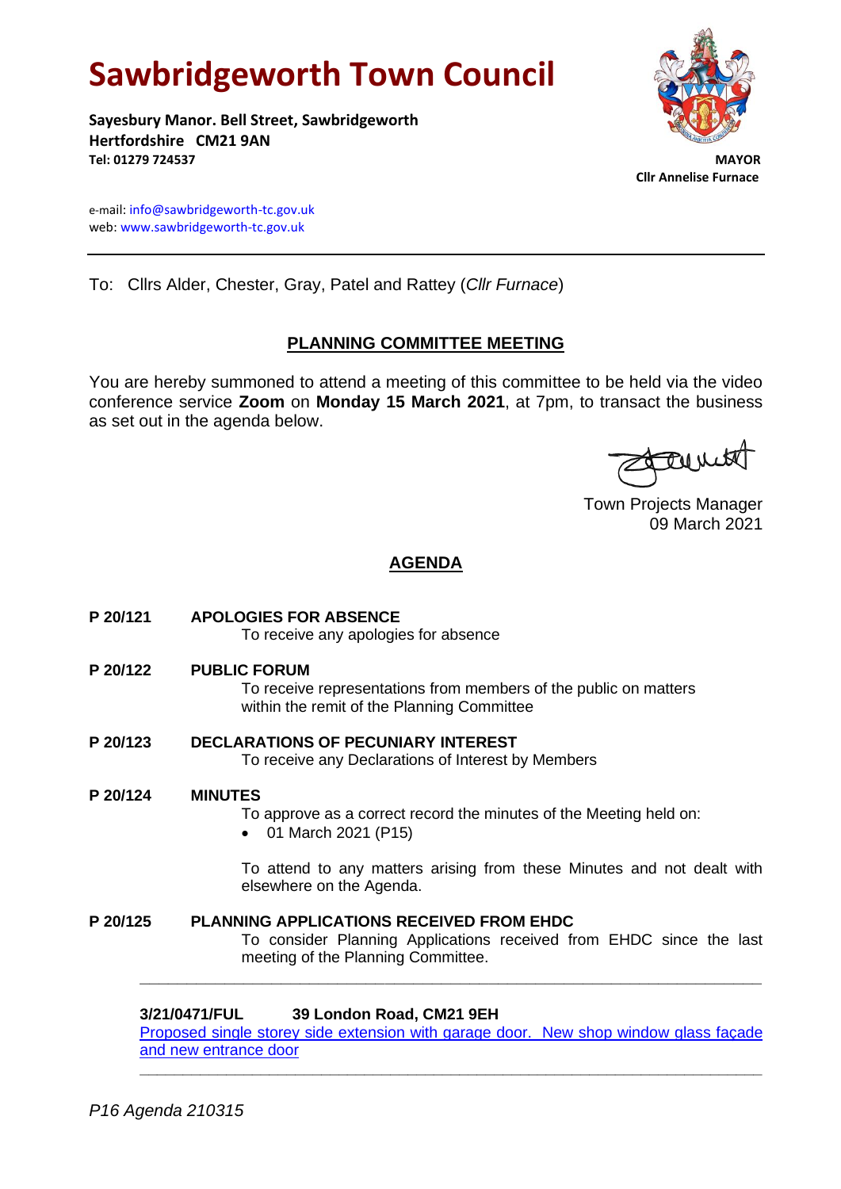# Sawbridgeworth Town Council

**Sayesbury Manor. Bell Street, Sawbridgeworth**
**Hertfordshire CM21 9AN**
**Tel: 01279 724537**

**MAYOR**
**Cllr Annelise Furnace**

e-mail: info@sawbridgeworth-tc.gov.uk
web: www.sawbridgeworth-tc.gov.uk

---

To: Cllrs Alder, Chester, Gray, Patel and Rattey (*Cllr Furnace*)

## PLANNING COMMITTEE MEETING

You are hereby summoned to attend a meeting of this committee to be held via the video conference service **Zoom** on **Monday 15 March 2021**, at 7pm, to transact the business as set out in the agenda below.

Town Projects Manager
09 March 2021

## AGENDA

**P 20/121 APOLOGIES FOR ABSENCE**
To receive any apologies for absence

**P 20/122 PUBLIC FORUM**
To receive representations from members of the public on matters within the remit of the Planning Committee

**P 20/123 DECLARATIONS OF PECUNIARY INTEREST**
To receive any Declarations of Interest by Members

**P 20/124 MINUTES**
To approve as a correct record the minutes of the Meeting held on:

- 01 March 2021 (P15)

To attend to any matters arising from these Minutes and not dealt with elsewhere on the Agenda.

**P 20/125 PLANNING APPLICATIONS RECEIVED FROM EHDC**
To consider Planning Applications received from EHDC since the last meeting of the Planning Committee.

---

**3/21/0471/FUL 39 London Road, CM21 9EH**
Proposed single storey side extension with garage door. New shop window glass façade and new entrance door

---

*P16 Agenda 210315*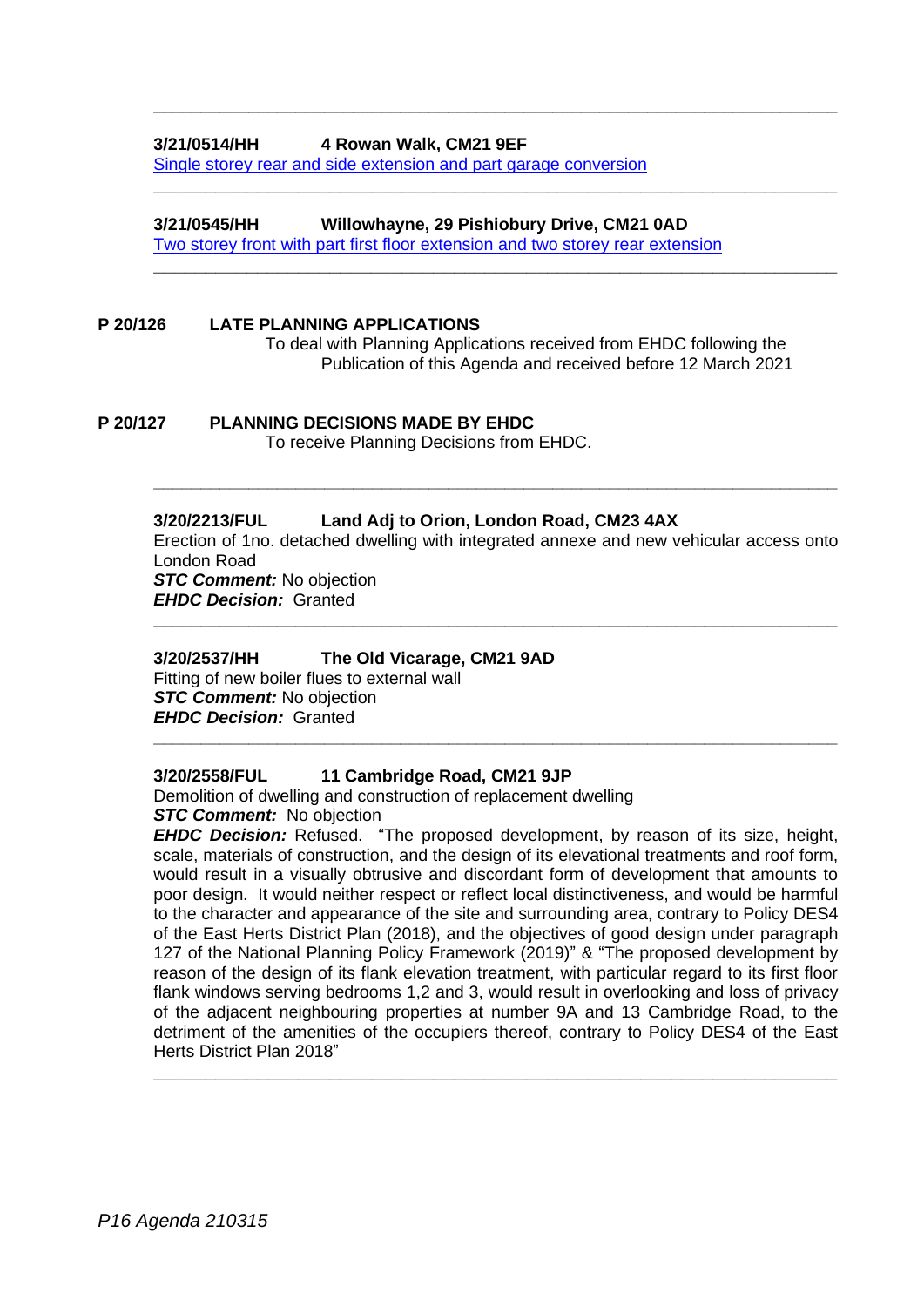---

**3/21/0514/HH 4 Rowan Walk, CM21 9EF**

Single storey rear and side extension and part garage conversion

---

**3/21/0545/HH Willowhayne, 29 Pishiobury Drive, CM21 0AD**

Two storey front with part first floor extension and two storey rear extension

---

**P 20/126 LATE PLANNING APPLICATIONS**

To deal with Planning Applications received from EHDC following the Publication of this Agenda and received before 12 March 2021

**P 20/127 PLANNING DECISIONS MADE BY EHDC**

To receive Planning Decisions from EHDC.

---

**3/20/2213/FUL Land Adj to Orion, London Road, CM23 4AX**

Erection of 1no. detached dwelling with integrated annexe and new vehicular access onto London Road

***STC Comment:*** No objection

***EHDC Decision:*** Granted

---

**3/20/2537/HH The Old Vicarage, CM21 9AD**

Fitting of new boiler flues to external wall

***STC Comment:*** No objection

***EHDC Decision:*** Granted

---

**3/20/2558/FUL 11 Cambridge Road, CM21 9JP**

Demolition of dwelling and construction of replacement dwelling

***STC Comment:*** No objection

***EHDC Decision:*** Refused. "The proposed development, by reason of its size, height, scale, materials of construction, and the design of its elevational treatments and roof form, would result in a visually obtrusive and discordant form of development that amounts to poor design. It would neither respect or reflect local distinctiveness, and would be harmful to the character and appearance of the site and surrounding area, contrary to Policy DES4 of the East Herts District Plan (2018), and the objectives of good design under paragraph 127 of the National Planning Policy Framework (2019)" & "The proposed development by reason of the design of its flank elevation treatment, with particular regard to its first floor flank windows serving bedrooms 1,2 and 3, would result in overlooking and loss of privacy of the adjacent neighbouring properties at number 9A and 13 Cambridge Road, to the detriment of the amenities of the occupiers thereof, contrary to Policy DES4 of the East Herts District Plan 2018"

---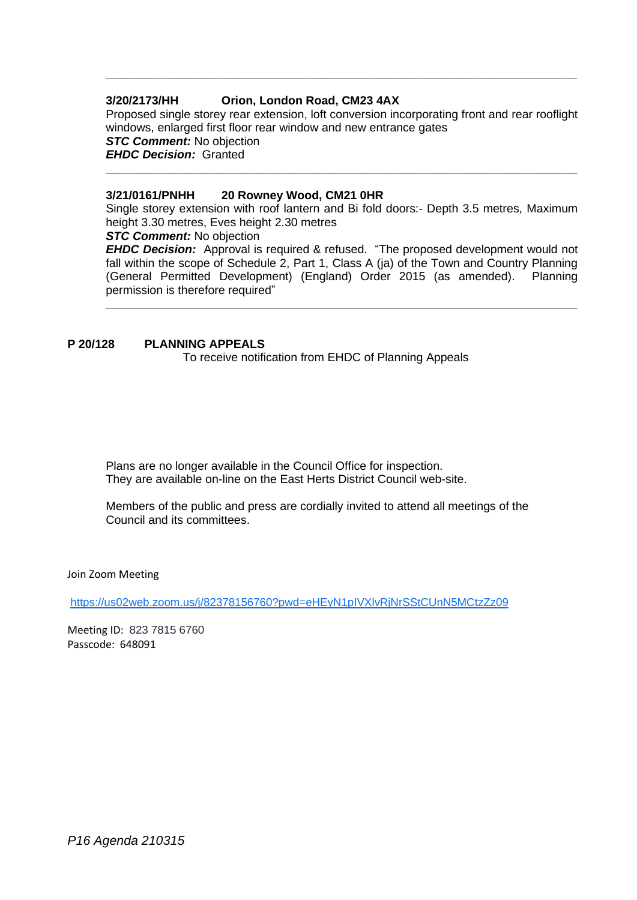---

**3/20/2173/HH Orion, London Road, CM23 4AX**

Proposed single storey rear extension, loft conversion incorporating front and rear rooflight windows, enlarged first floor rear window and new entrance gates

***STC Comment:*** No objection

***EHDC Decision:*** Granted

---

**3/21/0161/PNHH 20 Rowney Wood, CM21 0HR**

Single storey extension with roof lantern and Bi fold doors:- Depth 3.5 metres, Maximum height 3.30 metres, Eves height 2.30 metres

***STC Comment:*** No objection

***EHDC Decision:*** Approval is required & refused. "The proposed development would not fall within the scope of Schedule 2, Part 1, Class A (ja) of the Town and Country Planning (General Permitted Development) (England) Order 2015 (as amended). Planning permission is therefore required"

---

**P 20/128 PLANNING APPEALS**

To receive notification from EHDC of Planning Appeals

Plans are no longer available in the Council Office for inspection.
They are available on-line on the East Herts District Council web-site.

Members of the public and press are cordially invited to attend all meetings of the Council and its committees.

Join Zoom Meeting

https://us02web.zoom.us/j/82378156760?pwd=eHEyN1pIVXlvRjNrSStCUnN5MCtzZz09

Meeting ID: 823 7815 6760
Passcode: 648091

*P16 Agenda 210315*